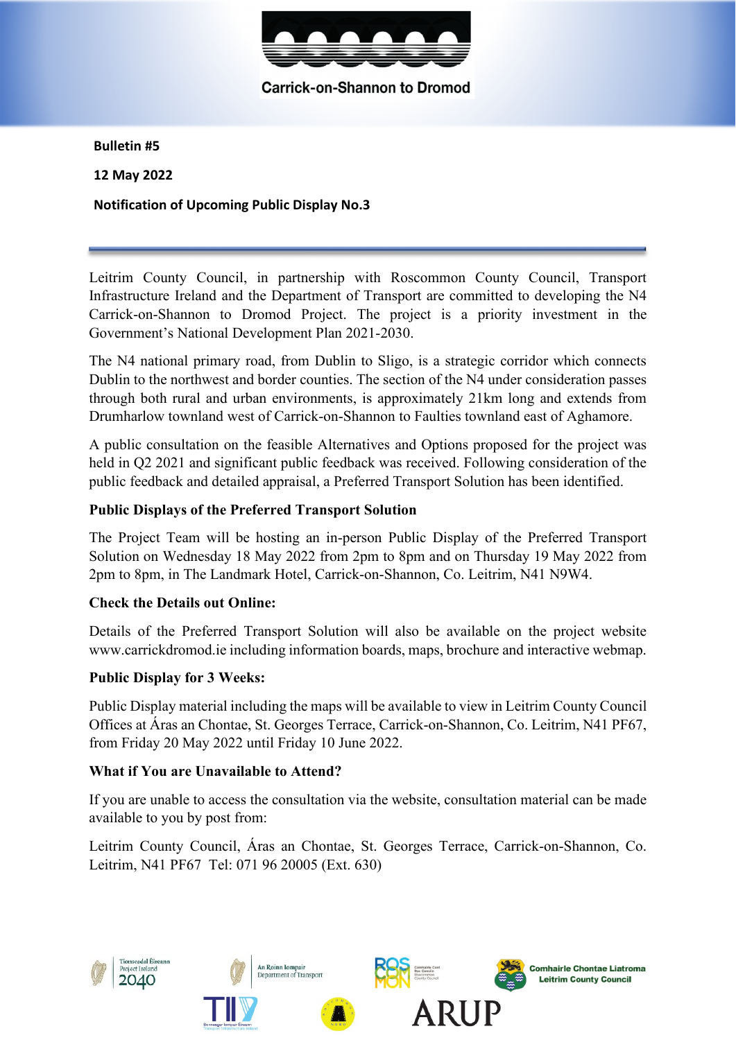Carrick-on-Shannon to Dromod

**Bulletin #5**

**12 May 2022**

**Notification of Upcoming Public Display No.3**

---

Leitrim County Council, in partnership with Roscommon County Council, Transport Infrastructure Ireland and the Department of Transport are committed to developing the N4 Carrick-on-Shannon to Dromod Project. The project is a priority investment in the Government's National Development Plan 2021-2030.

The N4 national primary road, from Dublin to Sligo, is a strategic corridor which connects Dublin to the northwest and border counties. The section of the N4 under consideration passes through both rural and urban environments, is approximately 21km long and extends from Drumharlow townland west of Carrick-on-Shannon to Faulties townland east of Aghamore.

A public consultation on the feasible Alternatives and Options proposed for the project was held in Q2 2021 and significant public feedback was received. Following consideration of the public feedback and detailed appraisal, a Preferred Transport Solution has been identified.

**Public Displays of the Preferred Transport Solution**

The Project Team will be hosting an in-person Public Display of the Preferred Transport Solution on Wednesday 18 May 2022 from 2pm to 8pm and on Thursday 19 May 2022 from 2pm to 8pm, in The Landmark Hotel, Carrick-on-Shannon, Co. Leitrim, N41 N9W4.

**Check the Details out Online:**

Details of the Preferred Transport Solution will also be available on the project website www.carrickdromod.ie including information boards, maps, brochure and interactive webmap.

**Public Display for 3 Weeks:**

Public Display material including the maps will be available to view in Leitrim County Council Offices at Áras an Chontae, St. Georges Terrace, Carrick-on-Shannon, Co. Leitrim, N41 PF67, from Friday 20 May 2022 until Friday 10 June 2022.

**What if You are Unavailable to Attend?**

If you are unable to access the consultation via the website, consultation material can be made available to you by post from:

Leitrim County Council, Áras an Chontae, St. Georges Terrace, Carrick-on-Shannon, Co. Leitrim, N41 PF67 Tel: 071 96 20005 (Ext. 630)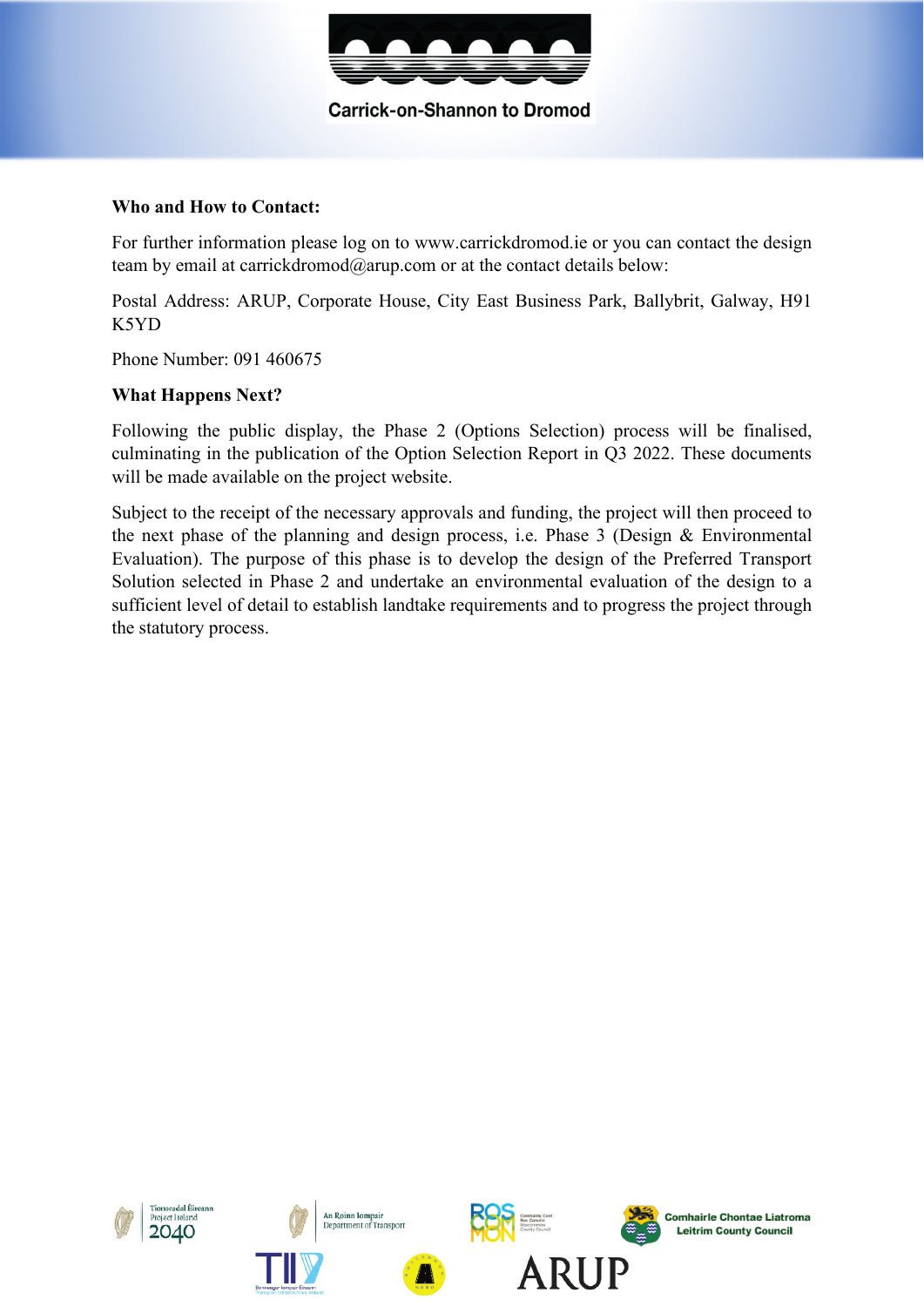**Who and How to Contact:**

For further information please log on to www.carrickdromod.ie or you can contact the design team by email at carrickdromod@arup.com or at the contact details below:

Postal Address: ARUP, Corporate House, City East Business Park, Ballybrit, Galway, H91 K5YD

Phone Number: 091 460675

**What Happens Next?**

Following the public display, the Phase 2 (Options Selection) process will be finalised, culminating in the publication of the Option Selection Report in Q3 2022. These documents will be made available on the project website.

Subject to the receipt of the necessary approvals and funding, the project will then proceed to the next phase of the planning and design process, i.e. Phase 3 (Design & Environmental Evaluation). The purpose of this phase is to develop the design of the Preferred Transport Solution selected in Phase 2 and undertake an environmental evaluation of the design to a sufficient level of detail to establish landtake requirements and to progress the project through the statutory process.